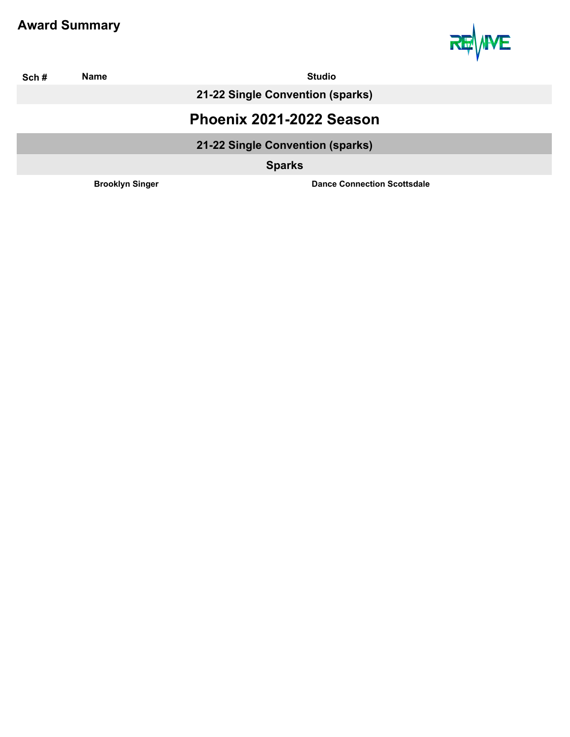# Award Summary

| Sch # | Name | Studio |
|---|---|---|
| | **21-22 Single Convention (sparks)** | |

## Phoenix 2021-2022 Season

### 21-22 Single Convention (sparks)

#### Sparks

| Sch # | Name | Studio |
|---|---|---|
| | **Brooklyn Singer** | **Dance Connection Scottsdale** |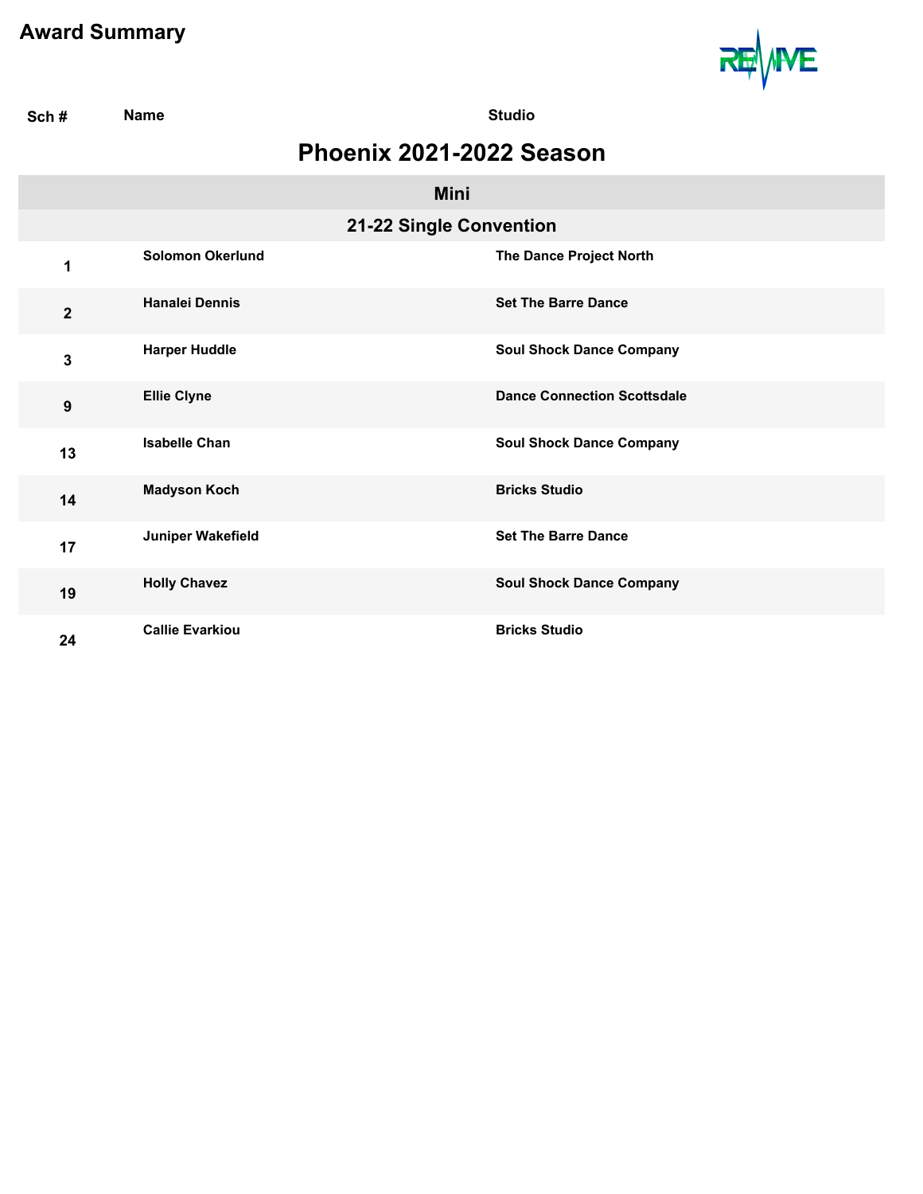# Award Summary

| Sch # | Name | Studio |
|---|---|---|

## Phoenix 2021-2022 Season

### Mini

#### 21-22 Single Convention

| Sch # | Name | Studio |
|---|---|---|
| 1 | Solomon Okerlund | The Dance Project North |
| 2 | Hanalei Dennis | Set The Barre Dance |
| 3 | Harper Huddle | Soul Shock Dance Company |
| 9 | Ellie Clyne | Dance Connection Scottsdale |
| 13 | Isabelle Chan | Soul Shock Dance Company |
| 14 | Madyson Koch | Bricks Studio |
| 17 | Juniper Wakefield | Set The Barre Dance |
| 19 | Holly Chavez | Soul Shock Dance Company |
| 24 | Callie Evarkiou | Bricks Studio |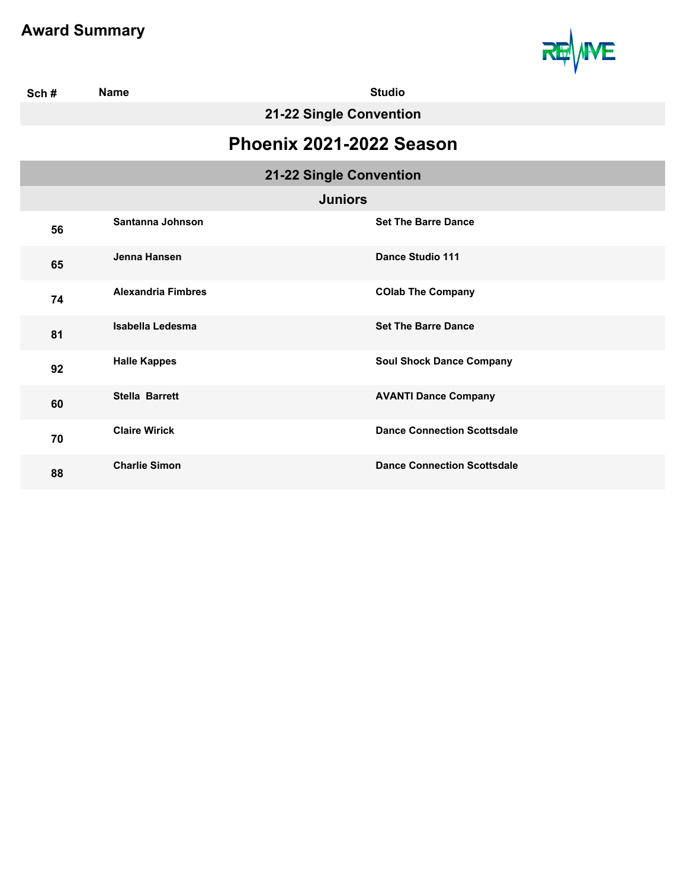# Award Summary

| Sch # | Name | Studio |
|---|---|---|
| **21-22 Single Convention** | | |
| **Phoenix 2021-2022 Season** | | |
| **21-22 Single Convention** | | |
| **Juniors** | | |
| 56 | Santanna Johnson | Set The Barre Dance |
| 65 | Jenna Hansen | Dance Studio 111 |
| 74 | Alexandria Fimbres | COlab The Company |
| 81 | Isabella Ledesma | Set The Barre Dance |
| 92 | Halle Kappes | Soul Shock Dance Company |
| 60 | Stella Barrett | AVANTI Dance Company |
| 70 | Claire Wirick | Dance Connection Scottsdale |
| 88 | Charlie Simon | Dance Connection Scottsdale |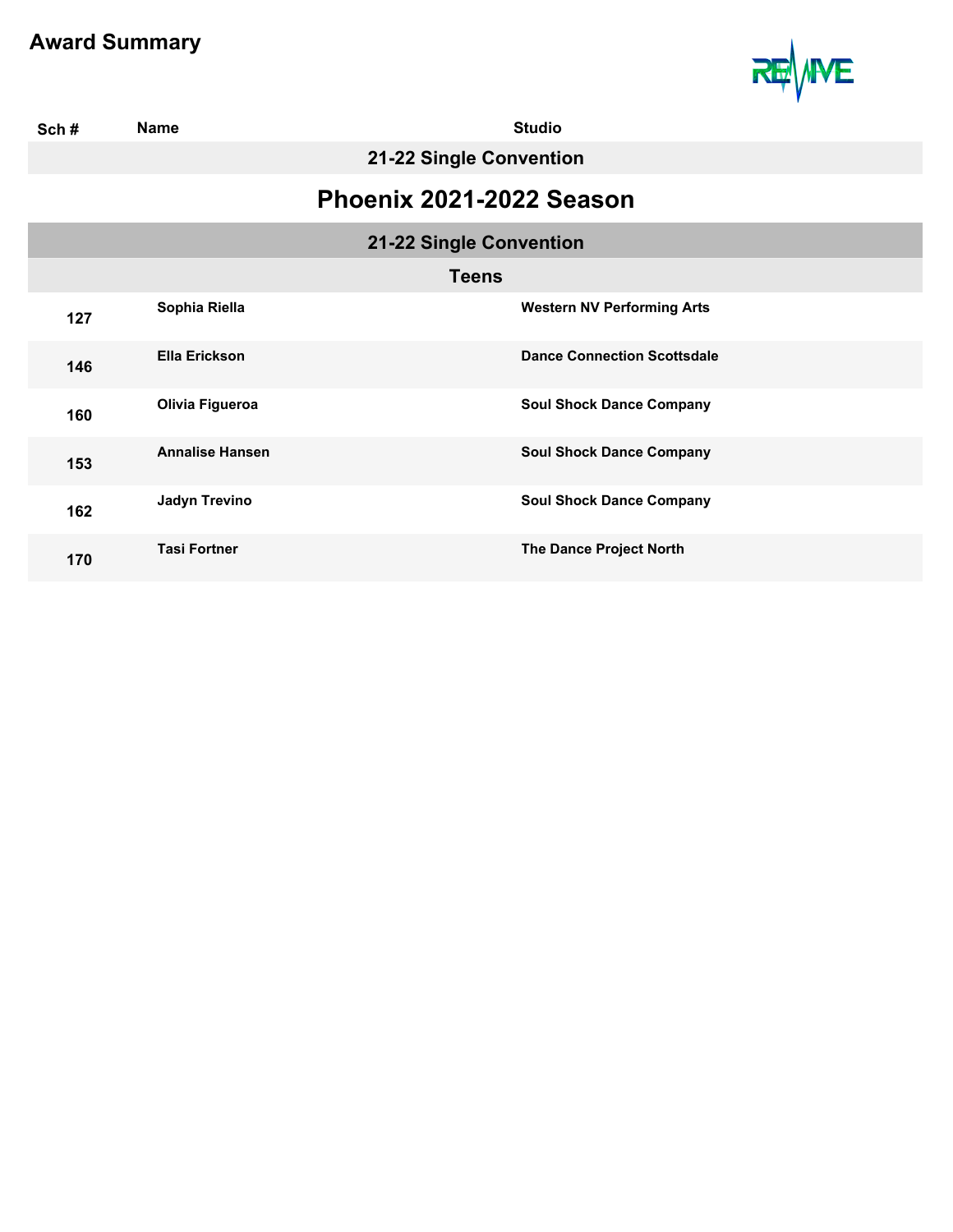# Award Summary

| Sch # | Name | Studio |
|---|---|---|
| | **21-22 Single Convention** | |
| | **Phoenix 2021-2022 Season** | |
| | **21-22 Single Convention** | |
| | **Teens** | |
| 127 | Sophia Riella | Western NV Performing Arts |
| 146 | Ella Erickson | Dance Connection Scottsdale |
| 160 | Olivia Figueroa | Soul Shock Dance Company |
| 153 | Annalise Hansen | Soul Shock Dance Company |
| 162 | Jadyn Trevino | Soul Shock Dance Company |
| 170 | Tasi Fortner | The Dance Project North |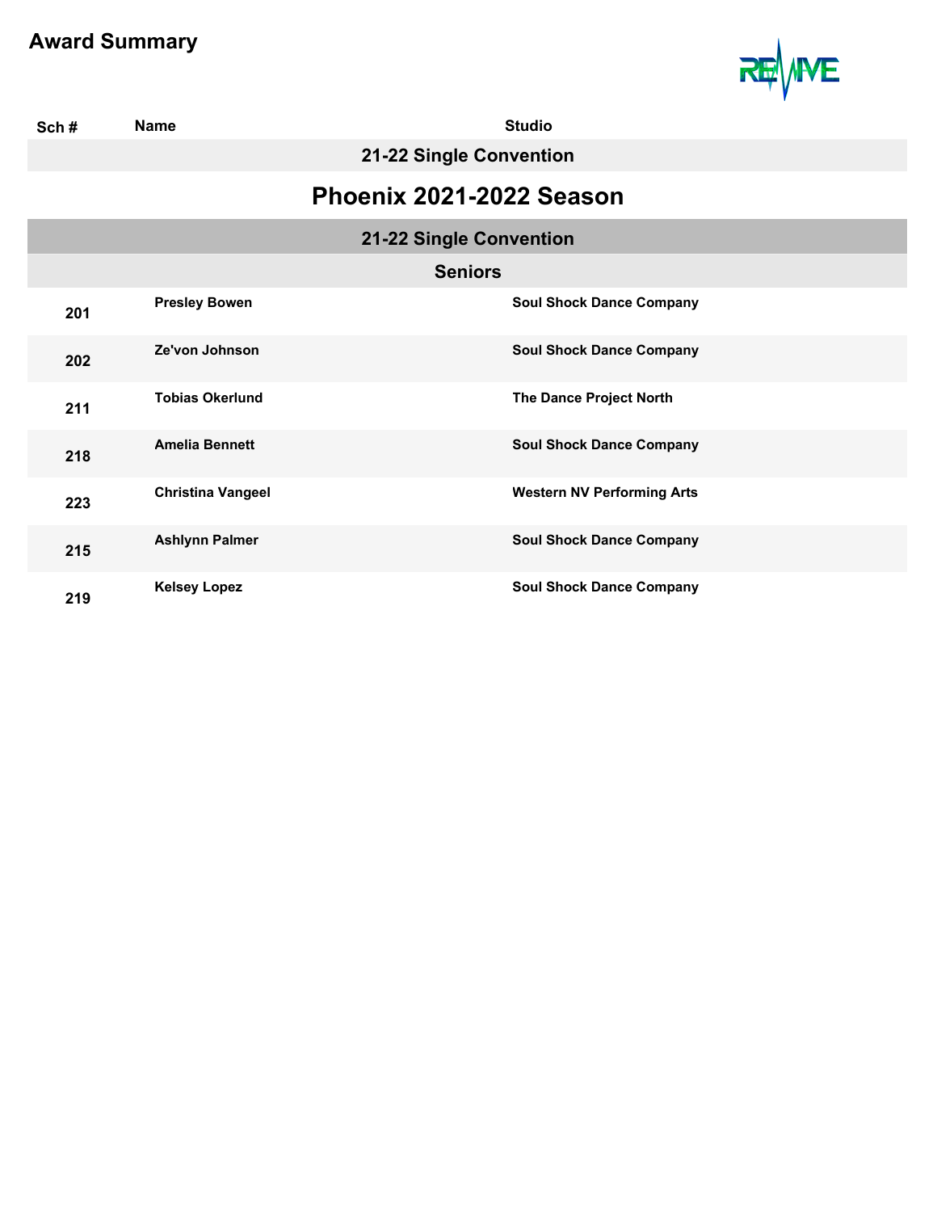# Award Summary

| Sch # | Name | Studio |
|---|---|---|
| **21-22 Single Convention** | | |

## Phoenix 2021-2022 Season

### 21-22 Single Convention

#### Seniors

| Sch # | Name | Studio |
|---|---|---|
| 201 | Presley Bowen | Soul Shock Dance Company |
| 202 | Ze'von Johnson | Soul Shock Dance Company |
| 211 | Tobias Okerlund | The Dance Project North |
| 218 | Amelia Bennett | Soul Shock Dance Company |
| 223 | Christina Vangeel | Western NV Performing Arts |
| 215 | Ashlynn Palmer | Soul Shock Dance Company |
| 219 | Kelsey Lopez | Soul Shock Dance Company |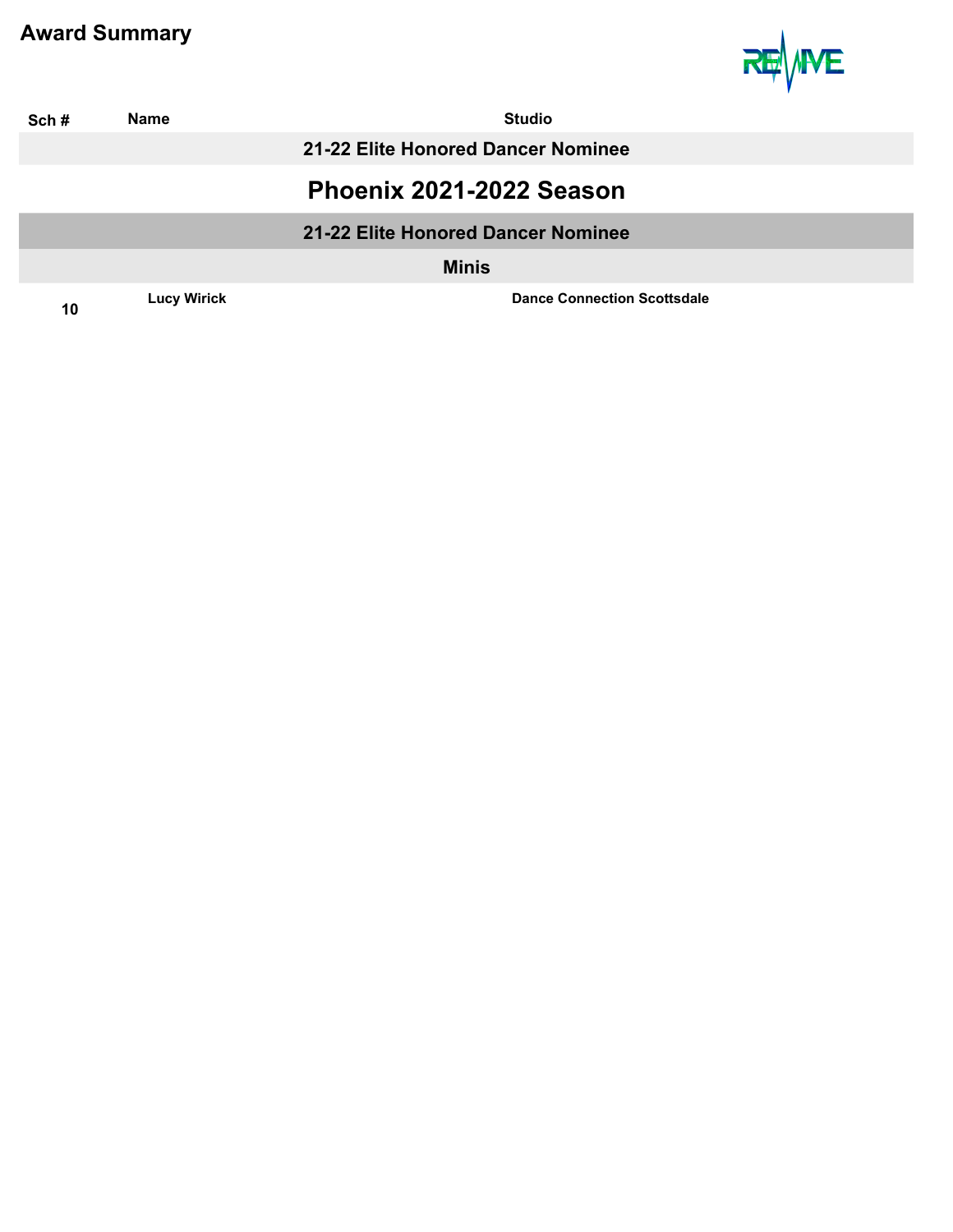# Award Summary

| Sch # | Name | Studio |
|---|---|---|
| | **21-22 Elite Honored Dancer Nominee** | |

## Phoenix 2021-2022 Season

### 21-22 Elite Honored Dancer Nominee

#### Minis

| Sch # | Name | Studio |
|---|---|---|
| 10 | Lucy Wirick | Dance Connection Scottsdale |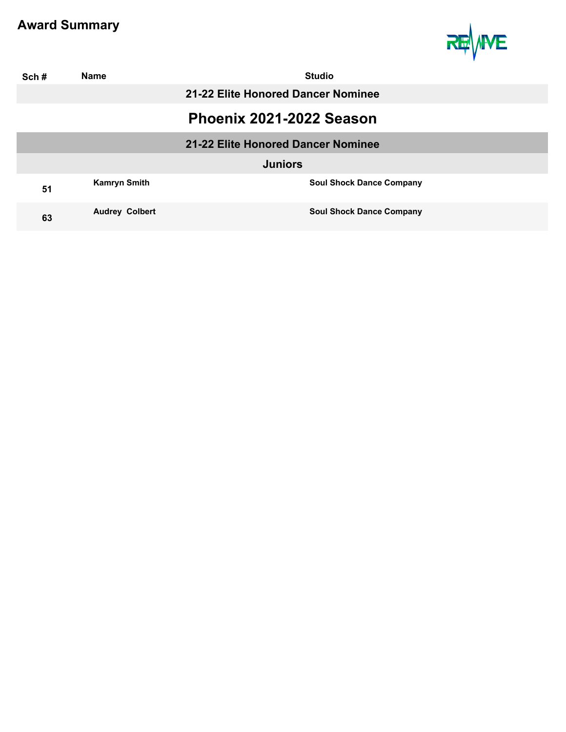# Award Summary

| Sch # | Name | Studio |
|---|---|---|
| | **21-22 Elite Honored Dancer Nominee** | |

## Phoenix 2021-2022 Season

### 21-22 Elite Honored Dancer Nominee

#### Juniors

| Sch # | Name | Studio |
|---|---|---|
| 51 | Kamryn Smith | Soul Shock Dance Company |
| 63 | Audrey  Colbert | Soul Shock Dance Company |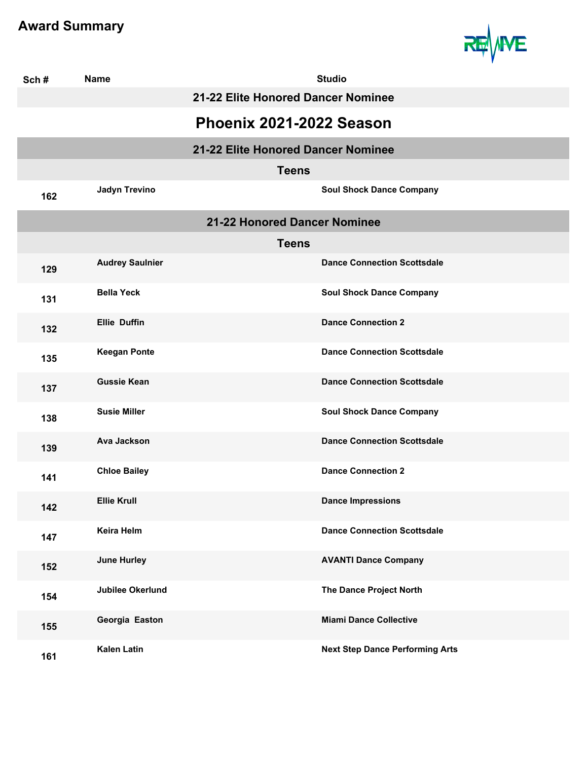# Award Summary

| Sch # | Name | Studio |
|---|---|---|
| | **21-22 Elite Honored Dancer Nominee** | |

## Phoenix 2021-2022 Season

### 21-22 Elite Honored Dancer Nominee

#### Teens

| Sch # | Name | Studio |
|---|---|---|
| 162 | Jadyn Trevino | Soul Shock Dance Company |

### 21-22 Honored Dancer Nominee

#### Teens

| Sch # | Name | Studio |
|---|---|---|
| 129 | Audrey Saulnier | Dance Connection Scottsdale |
| 131 | Bella Yeck | Soul Shock Dance Company |
| 132 | Ellie  Duffin | Dance Connection 2 |
| 135 | Keegan Ponte | Dance Connection Scottsdale |
| 137 | Gussie Kean | Dance Connection Scottsdale |
| 138 | Susie Miller | Soul Shock Dance Company |
| 139 | Ava Jackson | Dance Connection Scottsdale |
| 141 | Chloe Bailey | Dance Connection 2 |
| 142 | Ellie Krull | Dance Impressions |
| 147 | Keira Helm | Dance Connection Scottsdale |
| 152 | June Hurley | AVANTI Dance Company |
| 154 | Jubilee Okerlund | The Dance Project North |
| 155 | Georgia  Easton | Miami Dance Collective |
| 161 | Kalen Latin | Next Step Dance Performing Arts |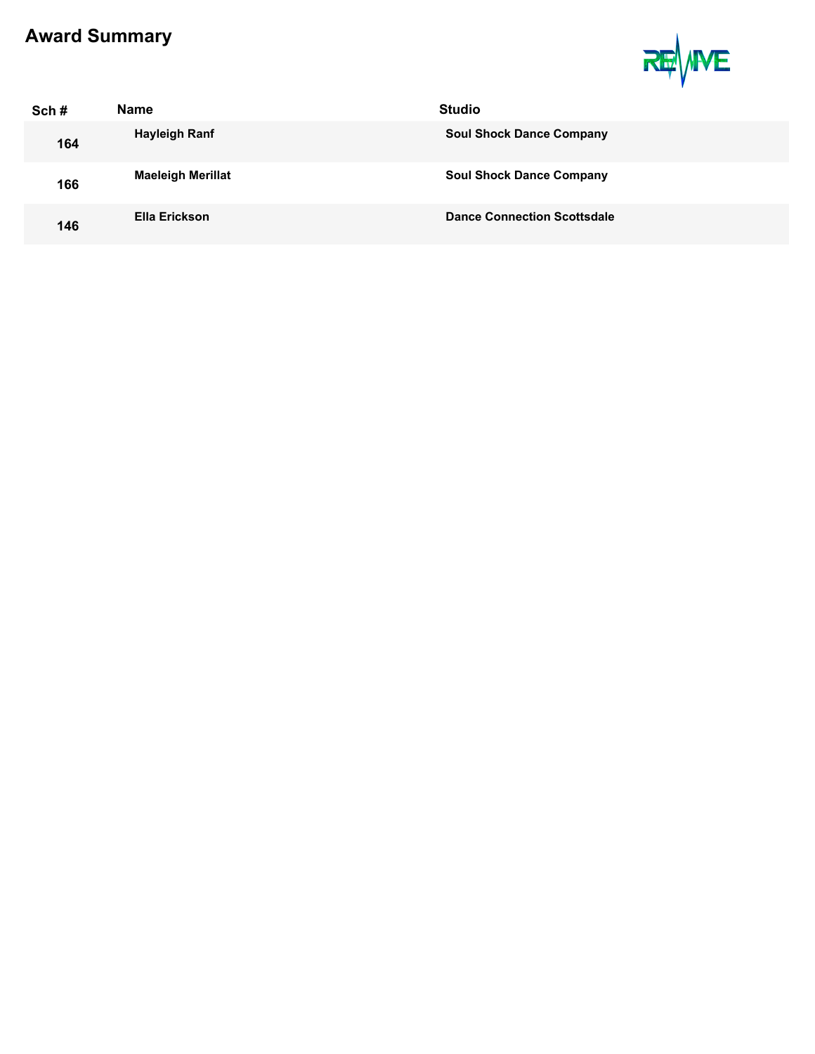# Award Summary

| Sch # | Name | Studio |
|---|---|---|
| 164 | Hayleigh Ranf | Soul Shock Dance Company |
| 166 | Maeleigh Merillat | Soul Shock Dance Company |
| 146 | Ella Erickson | Dance Connection Scottsdale |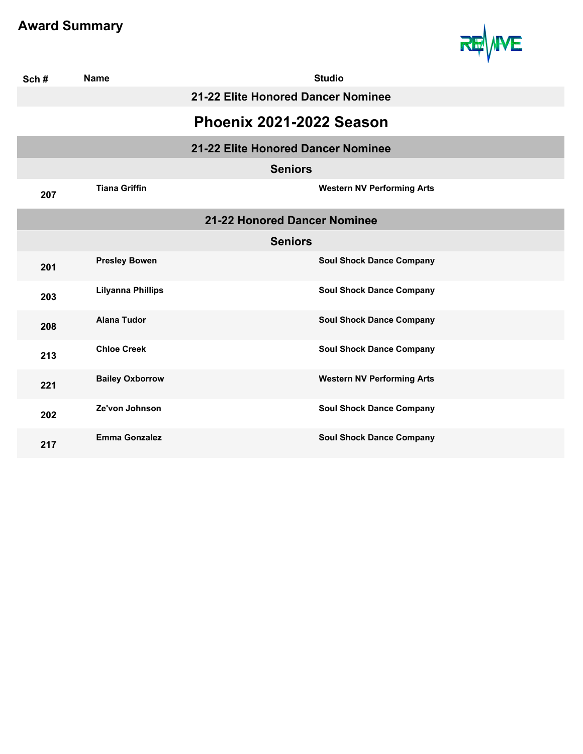# Award Summary

| Sch # | Name | Studio |
|---|---|---|

**21-22 Elite Honored Dancer Nominee**

## Phoenix 2021-2022 Season

### 21-22 Elite Honored Dancer Nominee

#### Seniors

| Sch # | Name | Studio |
|---|---|---|
| 207 | Tiana Griffin | Western NV Performing Arts |

### 21-22 Honored Dancer Nominee

#### Seniors

| Sch # | Name | Studio |
|---|---|---|
| 201 | Presley Bowen | Soul Shock Dance Company |
| 203 | Lilyanna Phillips | Soul Shock Dance Company |
| 208 | Alana Tudor | Soul Shock Dance Company |
| 213 | Chloe Creek | Soul Shock Dance Company |
| 221 | Bailey Oxborrow | Western NV Performing Arts |
| 202 | Ze'von Johnson | Soul Shock Dance Company |
| 217 | Emma Gonzalez | Soul Shock Dance Company |